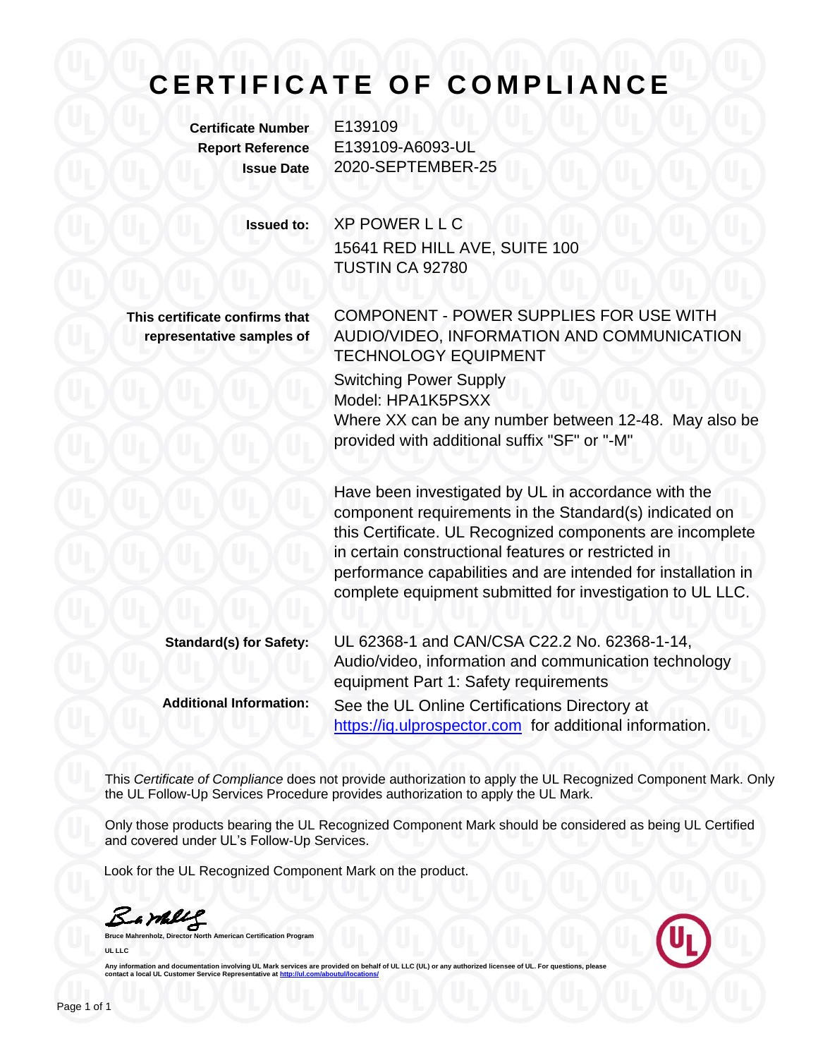# CERTIFICATE OF COMPLIANCE

**Certificate Number** E139109
**Report Reference** E139109-A6093-UL
**Issue Date** 2020-SEPTEMBER-25

**Issued to:** XP POWER L L C
15641 RED HILL AVE, SUITE 100
TUSTIN CA 92780

**This certificate confirms that representative samples of**

COMPONENT - POWER SUPPLIES FOR USE WITH AUDIO/VIDEO, INFORMATION AND COMMUNICATION TECHNOLOGY EQUIPMENT

Switching Power Supply
Model: HPA1K5PSXX
Where XX can be any number between 12-48. May also be provided with additional suffix "SF" or "-M"

Have been investigated by UL in accordance with the component requirements in the Standard(s) indicated on this Certificate. UL Recognized components are incomplete in certain constructional features or restricted in performance capabilities and are intended for installation in complete equipment submitted for investigation to UL LLC.

**Standard(s) for Safety:** UL 62368-1 and CAN/CSA C22.2 No. 62368-1-14, Audio/video, information and communication technology equipment Part 1: Safety requirements

**Additional Information:** See the UL Online Certifications Directory at https://iq.ulprospector.com for additional information.

This *Certificate of Compliance* does not provide authorization to apply the UL Recognized Component Mark. Only the UL Follow-Up Services Procedure provides authorization to apply the UL Mark.

Only those products bearing the UL Recognized Component Mark should be considered as being UL Certified and covered under UL's Follow-Up Services.

Look for the UL Recognized Component Mark on the product.

**Bruce Mahrenholz, Director North American Certification Program**

**UL LLC**

Any information and documentation involving UL Mark services are provided on behalf of UL LLC (UL) or any authorized licensee of UL. For questions, please contact a local UL Customer Service Representative at http://ul.com/aboutul/locations/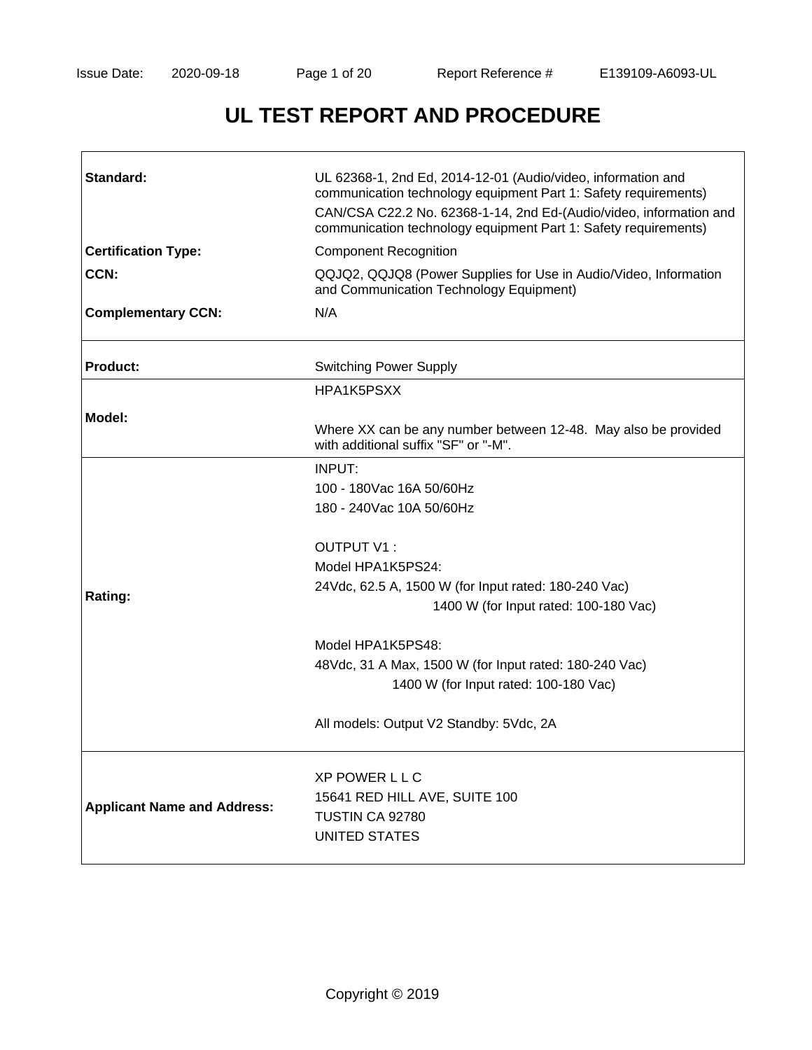# UL TEST REPORT AND PROCEDURE

| | |
|---|---|
| **Standard:** | UL 62368-1, 2nd Ed, 2014-12-01 (Audio/video, information and communication technology equipment Part 1: Safety requirements)<br>CAN/CSA C22.2 No. 62368-1-14, 2nd Ed-(Audio/video, information and communication technology equipment Part 1: Safety requirements) |
| **Certification Type:** | Component Recognition |
| **CCN:** | QQJQ2, QQJQ8 (Power Supplies for Use in Audio/Video, Information and Communication Technology Equipment) |
| **Complementary CCN:** | N/A |
| **Product:** | Switching Power Supply |
| **Model:** | HPA1K5PSXX<br><br>Where XX can be any number between 12-48. May also be provided with additional suffix "SF" or "-M". |
| **Rating:** | INPUT:<br>100 - 180Vac 16A 50/60Hz<br>180 - 240Vac 10A 50/60Hz<br><br>OUTPUT V1 :<br>Model HPA1K5PS24:<br>24Vdc, 62.5 A, 1500 W (for Input rated: 180-240 Vac)<br>1400 W (for Input rated: 100-180 Vac)<br><br>Model HPA1K5PS48:<br>48Vdc, 31 A Max, 1500 W (for Input rated: 180-240 Vac)<br>1400 W (for Input rated: 100-180 Vac)<br><br>All models: Output V2 Standby: 5Vdc, 2A |
| **Applicant Name and Address:** | XP POWER L L C<br>15641 RED HILL AVE, SUITE 100<br>TUSTIN CA 92780<br>UNITED STATES |

Copyright © 2019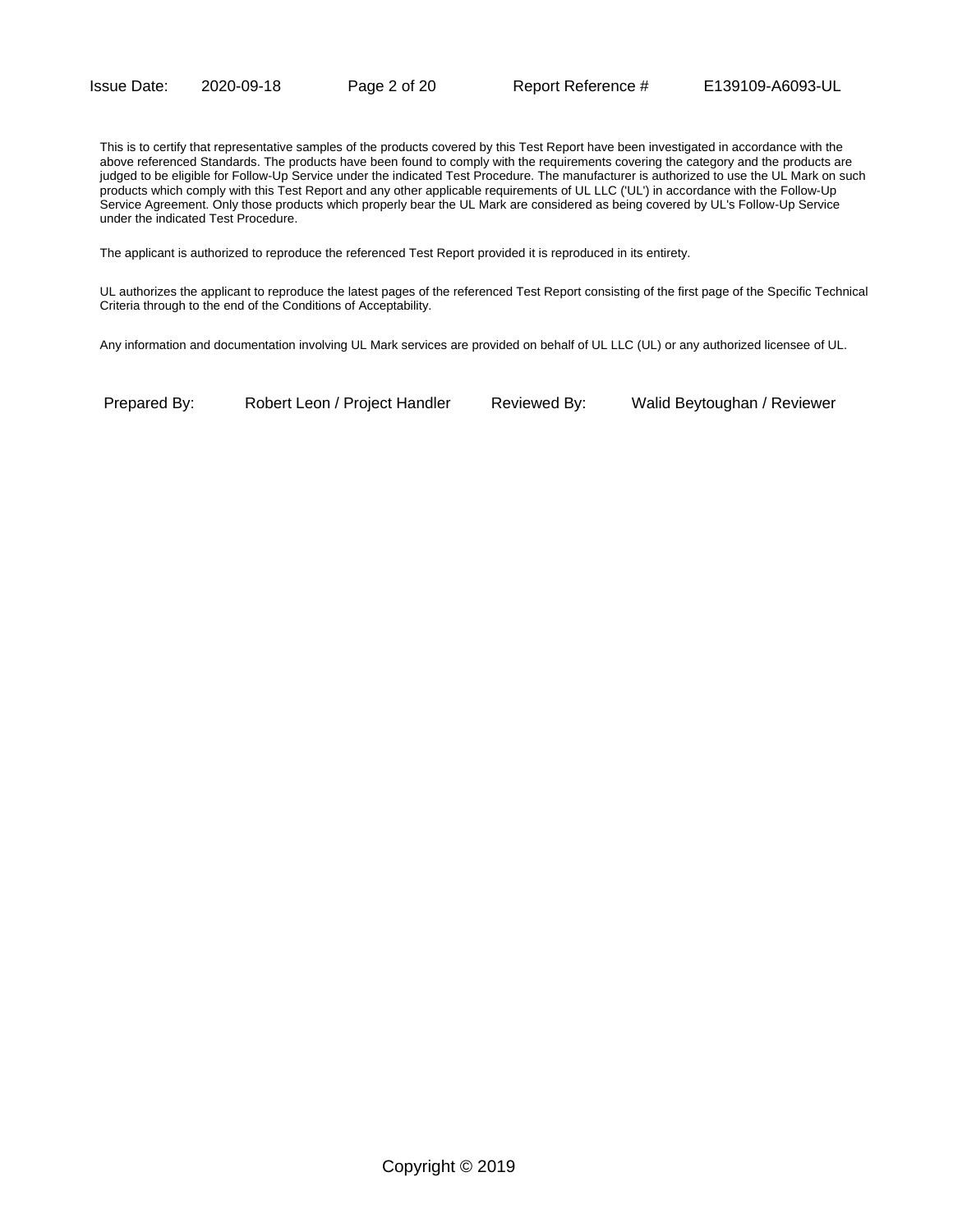This is to certify that representative samples of the products covered by this Test Report have been investigated in accordance with the above referenced Standards. The products have been found to comply with the requirements covering the category and the products are judged to be eligible for Follow-Up Service under the indicated Test Procedure. The manufacturer is authorized to use the UL Mark on such products which comply with this Test Report and any other applicable requirements of UL LLC ('UL') in accordance with the Follow-Up Service Agreement. Only those products which properly bear the UL Mark are considered as being covered by UL's Follow-Up Service under the indicated Test Procedure.

The applicant is authorized to reproduce the referenced Test Report provided it is reproduced in its entirety.

UL authorizes the applicant to reproduce the latest pages of the referenced Test Report consisting of the first page of the Specific Technical Criteria through to the end of the Conditions of Acceptability.

Any information and documentation involving UL Mark services are provided on behalf of UL LLC (UL) or any authorized licensee of UL.

| Prepared By: | Robert Leon / Project Handler | Reviewed By: | Walid Beytoughan / Reviewer |
|---|---|---|---|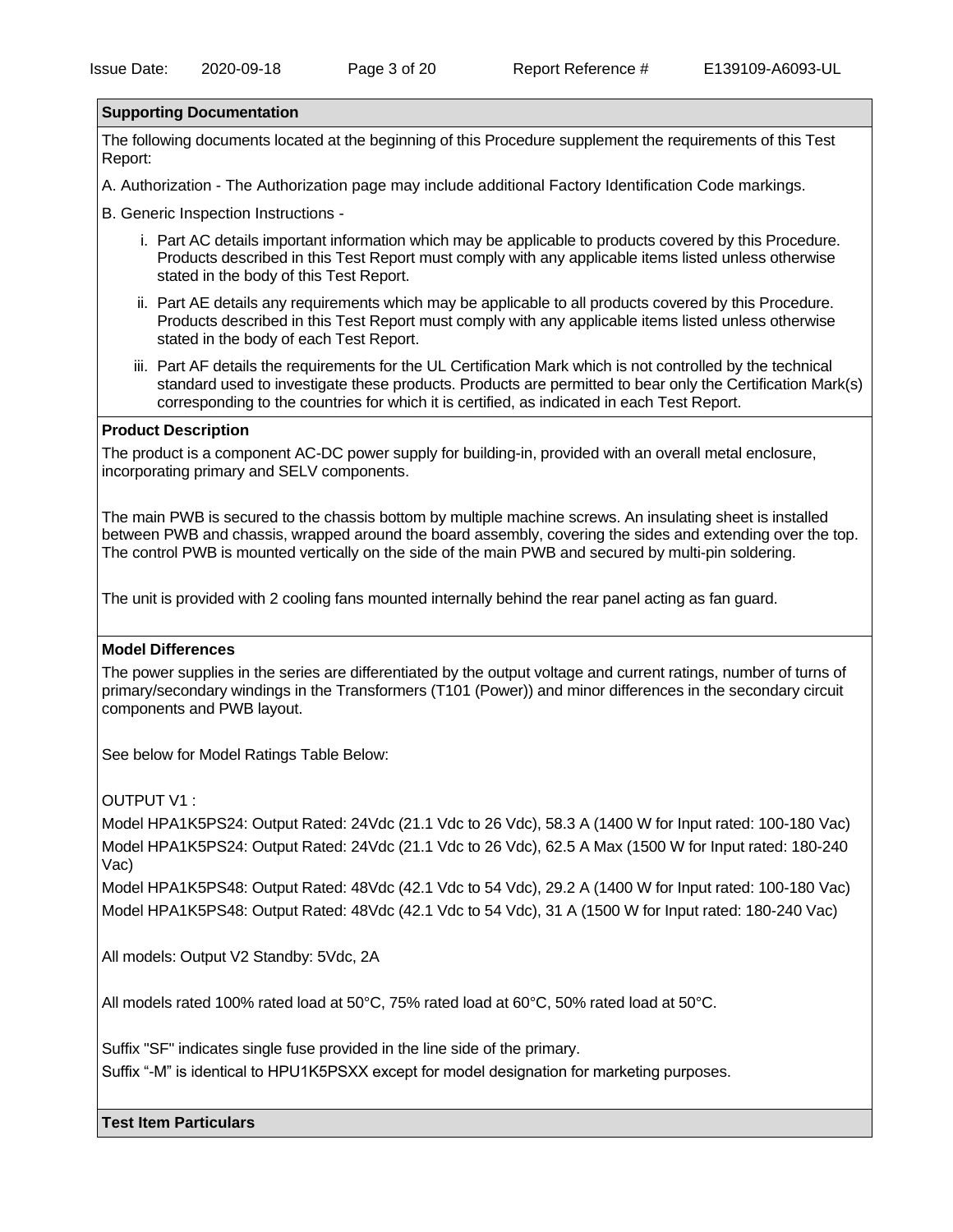## Supporting Documentation

The following documents located at the beginning of this Procedure supplement the requirements of this Test Report:

A. Authorization - The Authorization page may include additional Factory Identification Code markings.

B. Generic Inspection Instructions -

i. Part AC details important information which may be applicable to products covered by this Procedure. Products described in this Test Report must comply with any applicable items listed unless otherwise stated in the body of this Test Report.

ii. Part AE details any requirements which may be applicable to all products covered by this Procedure. Products described in this Test Report must comply with any applicable items listed unless otherwise stated in the body of each Test Report.

iii. Part AF details the requirements for the UL Certification Mark which is not controlled by the technical standard used to investigate these products. Products are permitted to bear only the Certification Mark(s) corresponding to the countries for which it is certified, as indicated in each Test Report.

## Product Description

The product is a component AC-DC power supply for building-in, provided with an overall metal enclosure, incorporating primary and SELV components.

The main PWB is secured to the chassis bottom by multiple machine screws. An insulating sheet is installed between PWB and chassis, wrapped around the board assembly, covering the sides and extending over the top. The control PWB is mounted vertically on the side of the main PWB and secured by multi-pin soldering.

The unit is provided with 2 cooling fans mounted internally behind the rear panel acting as fan guard.

## Model Differences

The power supplies in the series are differentiated by the output voltage and current ratings, number of turns of primary/secondary windings in the Transformers (T101 (Power)) and minor differences in the secondary circuit components and PWB layout.

See below for Model Ratings Table Below:

OUTPUT V1 :

Model HPA1K5PS24: Output Rated: 24Vdc (21.1 Vdc to 26 Vdc), 58.3 A (1400 W for Input rated: 100-180 Vac)

Model HPA1K5PS24: Output Rated: 24Vdc (21.1 Vdc to 26 Vdc), 62.5 A Max (1500 W for Input rated: 180-240 Vac)

Model HPA1K5PS48: Output Rated: 48Vdc (42.1 Vdc to 54 Vdc), 29.2 A (1400 W for Input rated: 100-180 Vac)

Model HPA1K5PS48: Output Rated: 48Vdc (42.1 Vdc to 54 Vdc), 31 A (1500 W for Input rated: 180-240 Vac)

All models: Output V2 Standby: 5Vdc, 2A

All models rated 100% rated load at 50°C, 75% rated load at 60°C, 50% rated load at 50°C.

Suffix "SF" indicates single fuse provided in the line side of the primary.

Suffix “-M” is identical to HPU1K5PSXX except for model designation for marketing purposes.

## Test Item Particulars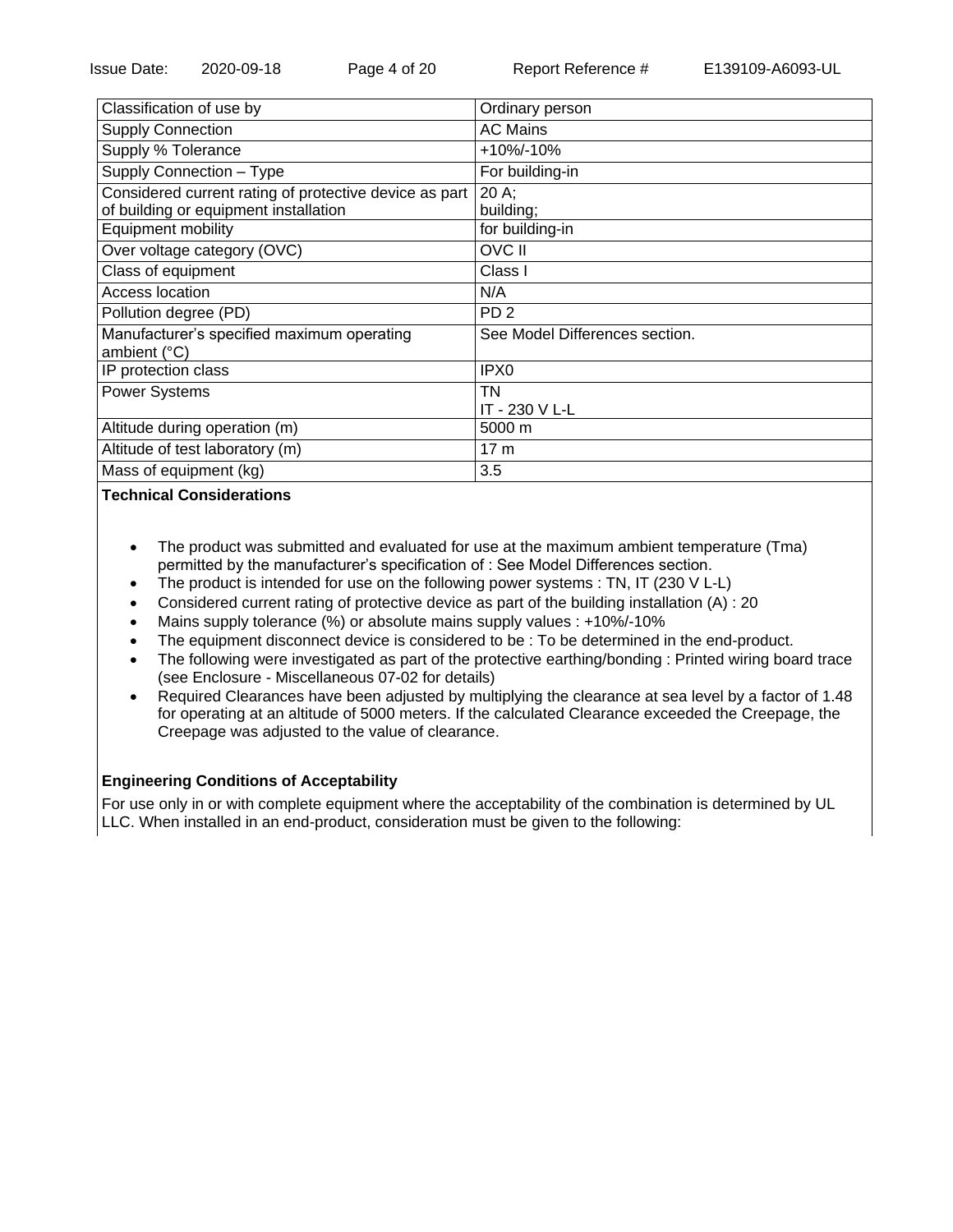| Classification of use by | Ordinary person |
|---|---|
| Supply Connection | AC Mains |
| Supply % Tolerance | +10%/-10% |
| Supply Connection – Type | For building-in |
| Considered current rating of protective device as part of building or equipment installation | 20 A;<br>building; |
| Equipment mobility | for building-in |
| Over voltage category (OVC) | OVC II |
| Class of equipment | Class I |
| Access location | N/A |
| Pollution degree (PD) | PD 2 |
| Manufacturer's specified maximum operating ambient (°C) | See Model Differences section. |
| IP protection class | IPX0 |
| Power Systems | TN<br>IT - 230 V L-L |
| Altitude during operation (m) | 5000 m |
| Altitude of test laboratory (m) | 17 m |
| Mass of equipment (kg) | 3.5 |

**Technical Considerations**

- The product was submitted and evaluated for use at the maximum ambient temperature (Tma) permitted by the manufacturer's specification of : See Model Differences section.
- The product is intended for use on the following power systems : TN, IT (230 V L-L)
- Considered current rating of protective device as part of the building installation (A) : 20
- Mains supply tolerance (%) or absolute mains supply values : +10%/-10%
- The equipment disconnect device is considered to be : To be determined in the end-product.
- The following were investigated as part of the protective earthing/bonding : Printed wiring board trace (see Enclosure - Miscellaneous 07-02 for details)
- Required Clearances have been adjusted by multiplying the clearance at sea level by a factor of 1.48 for operating at an altitude of 5000 meters. If the calculated Clearance exceeded the Creepage, the Creepage was adjusted to the value of clearance.

**Engineering Conditions of Acceptability**

For use only in or with complete equipment where the acceptability of the combination is determined by UL LLC. When installed in an end-product, consideration must be given to the following: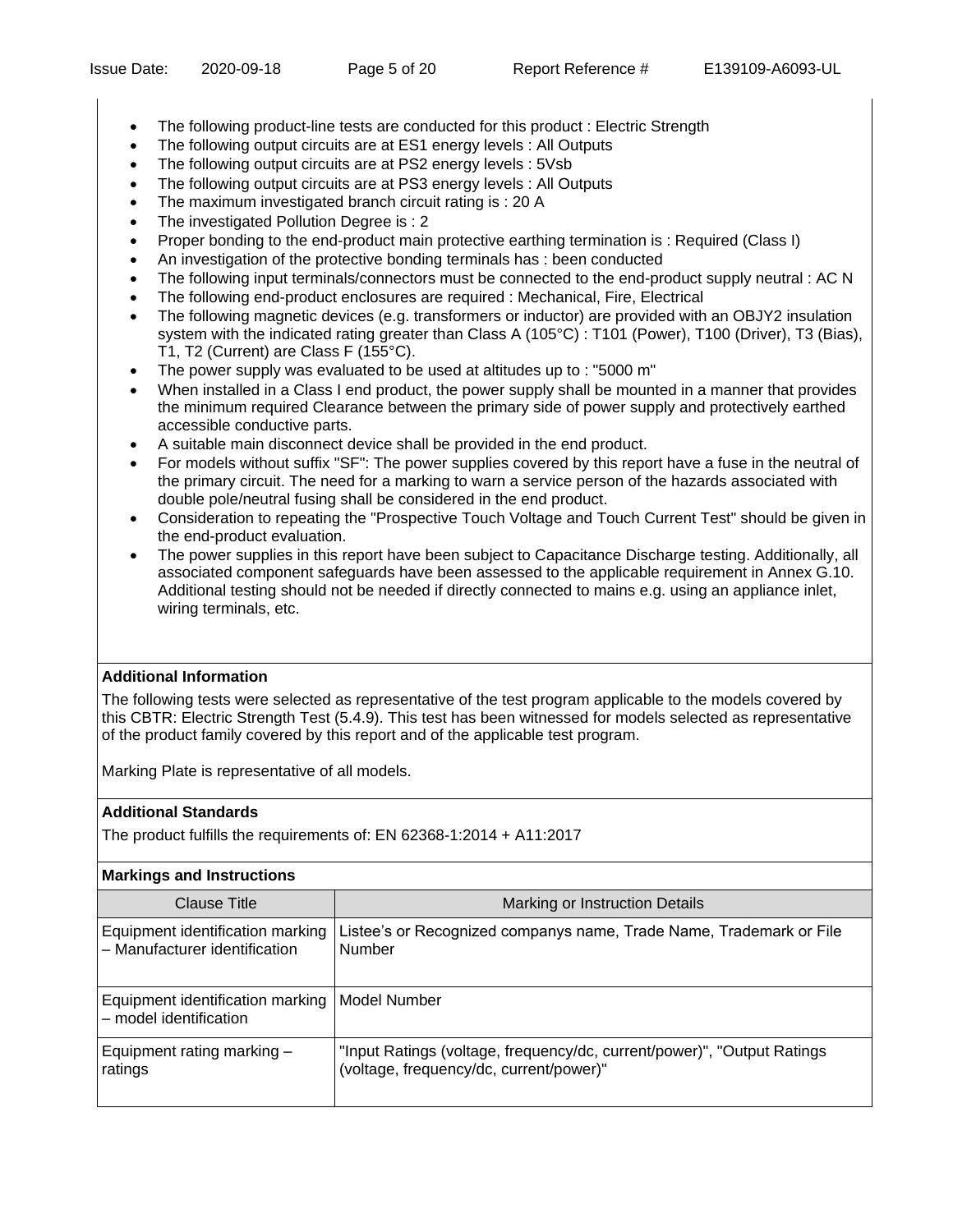- The following product-line tests are conducted for this product : Electric Strength
- The following output circuits are at ES1 energy levels : All Outputs
- The following output circuits are at PS2 energy levels : 5Vsb
- The following output circuits are at PS3 energy levels : All Outputs
- The maximum investigated branch circuit rating is : 20 A
- The investigated Pollution Degree is : 2
- Proper bonding to the end-product main protective earthing termination is : Required (Class I)
- An investigation of the protective bonding terminals has : been conducted
- The following input terminals/connectors must be connected to the end-product supply neutral : AC N
- The following end-product enclosures are required : Mechanical, Fire, Electrical
- The following magnetic devices (e.g. transformers or inductor) are provided with an OBJY2 insulation system with the indicated rating greater than Class A (105°C) : T101 (Power), T100 (Driver), T3 (Bias), T1, T2 (Current) are Class F (155°C).
- The power supply was evaluated to be used at altitudes up to : "5000 m"
- When installed in a Class I end product, the power supply shall be mounted in a manner that provides the minimum required Clearance between the primary side of power supply and protectively earthed accessible conductive parts.
- A suitable main disconnect device shall be provided in the end product.
- For models without suffix "SF": The power supplies covered by this report have a fuse in the neutral of the primary circuit. The need for a marking to warn a service person of the hazards associated with double pole/neutral fusing shall be considered in the end product.
- Consideration to repeating the "Prospective Touch Voltage and Touch Current Test" should be given in the end-product evaluation.
- The power supplies in this report have been subject to Capacitance Discharge testing. Additionally, all associated component safeguards have been assessed to the applicable requirement in Annex G.10. Additional testing should not be needed if directly connected to mains e.g. using an appliance inlet, wiring terminals, etc.

**Additional Information**

The following tests were selected as representative of the test program applicable to the models covered by this CBTR: Electric Strength Test (5.4.9). This test has been witnessed for models selected as representative of the product family covered by this report and of the applicable test program.

Marking Plate is representative of all models.

**Additional Standards**

The product fulfills the requirements of: EN 62368-1:2014 + A11:2017

**Markings and Instructions**

| Clause Title | Marking or Instruction Details |
|---|---|
| Equipment identification marking – Manufacturer identification | Listee's or Recognized companys name, Trade Name, Trademark or File Number |
| Equipment identification marking – model identification | Model Number |
| Equipment rating marking – ratings | "Input Ratings (voltage, frequency/dc, current/power)", "Output Ratings (voltage, frequency/dc, current/power)" |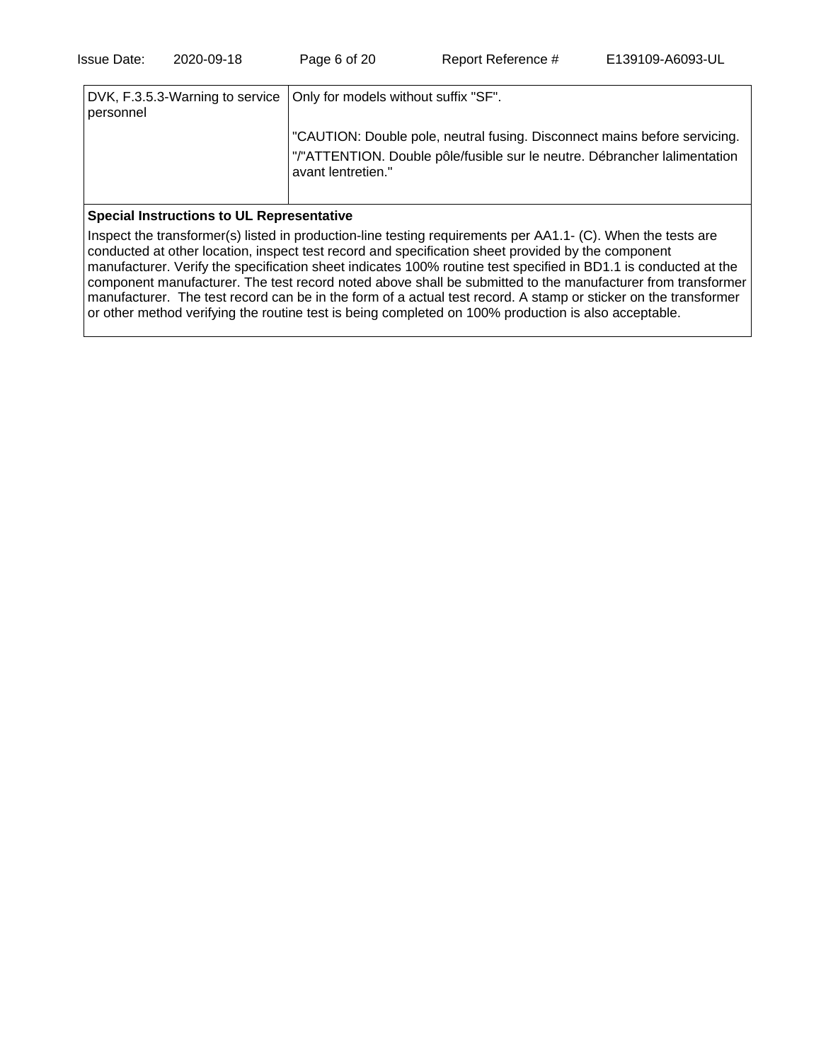| DVK, F.3.5.3-Warning to service personnel | Only for models without suffix "SF".<br><br>"CAUTION: Double pole, neutral fusing. Disconnect mains before servicing. "/"ATTENTION. Double pôle/fusible sur le neutre. Débrancher lalimentation avant lentretien." |
|---|---|

**Special Instructions to UL Representative**

Inspect the transformer(s) listed in production-line testing requirements per AA1.1- (C). When the tests are conducted at other location, inspect test record and specification sheet provided by the component manufacturer. Verify the specification sheet indicates 100% routine test specified in BD1.1 is conducted at the component manufacturer. The test record noted above shall be submitted to the manufacturer from transformer manufacturer. The test record can be in the form of a actual test record. A stamp or sticker on the transformer or other method verifying the routine test is being completed on 100% production is also acceptable.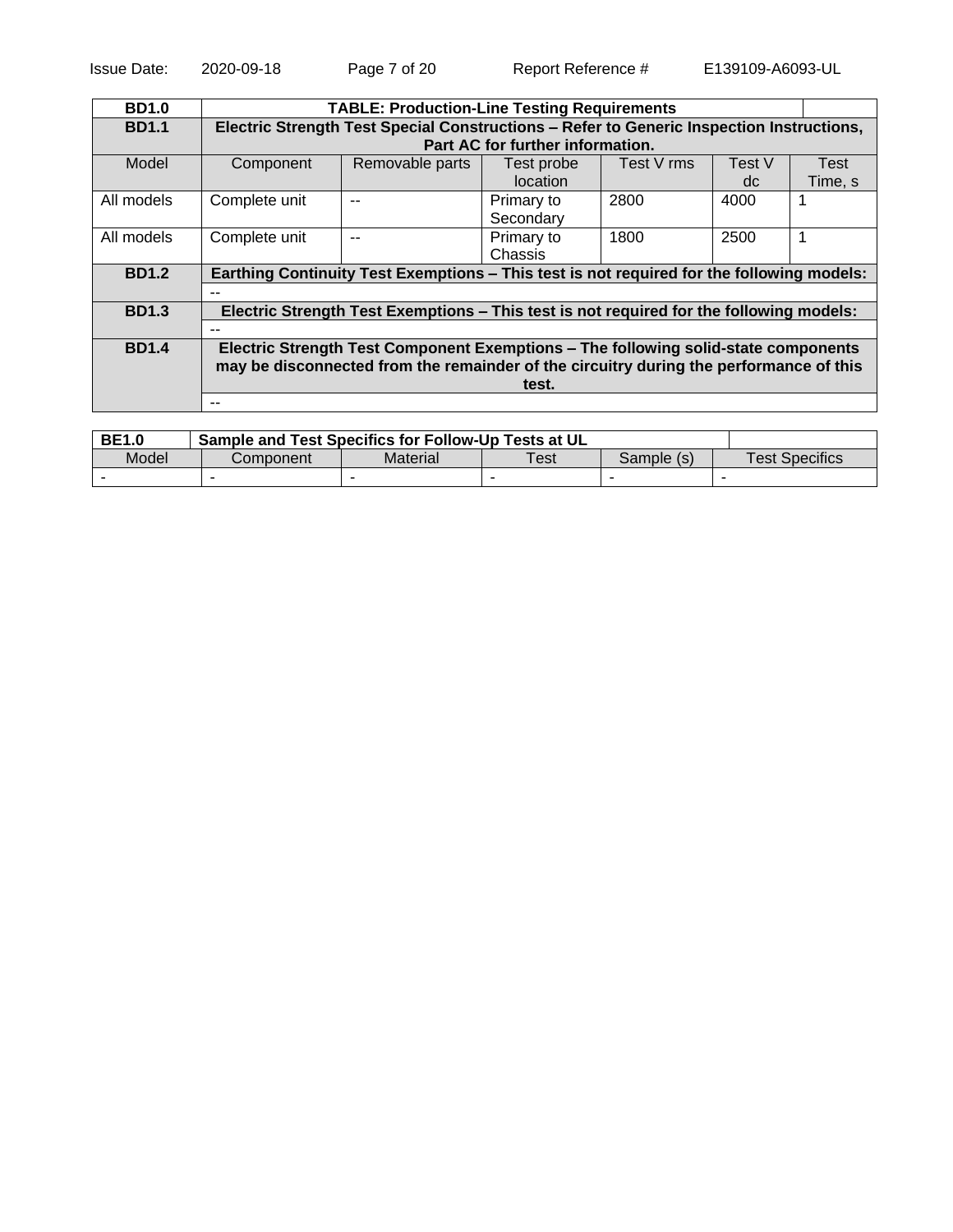| BD1.0 | TABLE: Production-Line Testing Requirements | | | | | |
|---|---|---|---|---|---|---|
| **BD1.1** | **Electric Strength Test Special Constructions – Refer to Generic Inspection Instructions, Part AC for further information.** | | | | | |
| Model | Component | Removable parts | Test probe location | Test V rms | Test V dc | Test Time, s |
| All models | Complete unit | -- | Primary to Secondary | 2800 | 4000 | 1 |
| All models | Complete unit | -- | Primary to Chassis | 1800 | 2500 | 1 |
| **BD1.2** | **Earthing Continuity Test Exemptions – This test is not required for the following models:** | | | | | |
| | -- | | | | | |
| **BD1.3** | **Electric Strength Test Exemptions – This test is not required for the following models:** | | | | | |
| | -- | | | | | |
| **BD1.4** | **Electric Strength Test Component Exemptions – The following solid-state components may be disconnected from the remainder of the circuitry during the performance of this test.** | | | | | |
| | -- | | | | | |

| BE1.0 | Sample and Test Specifics for Follow-Up Tests at UL | | | | |
|---|---|---|---|---|---|
| Model | Component | Material | Test | Sample (s) | Test Specifics |
| - | - | - | - | - | - |